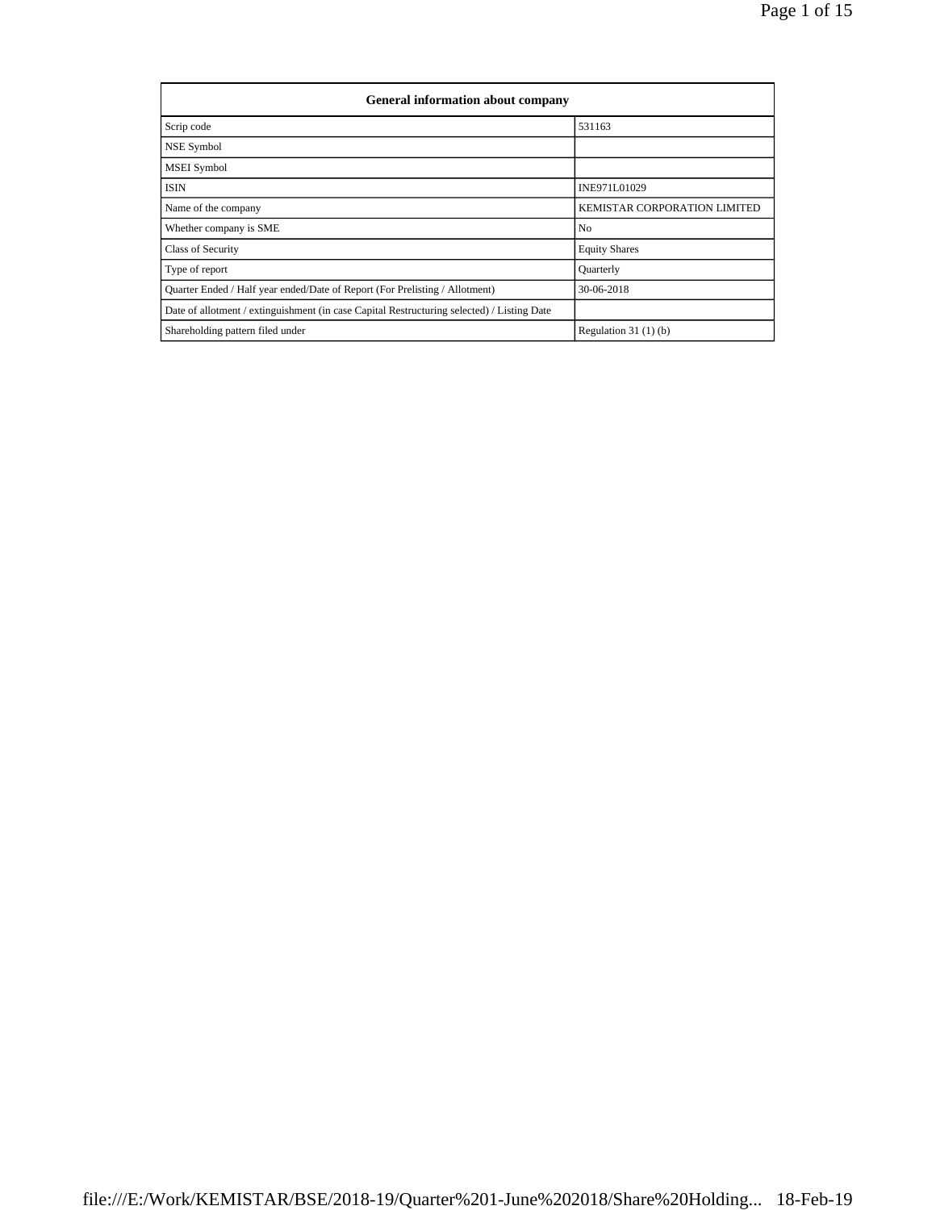| General information about company | |
|---|---|
| Scrip code | 531163 |
| NSE Symbol | |
| MSEI Symbol | |
| ISIN | INE971L01029 |
| Name of the company | KEMISTAR CORPORATION LIMITED |
| Whether company is SME | No |
| Class of Security | Equity Shares |
| Type of report | Quarterly |
| Quarter Ended / Half year ended/Date of Report (For Prelisting / Allotment) | 30-06-2018 |
| Date of allotment / extinguishment (in case Capital Restructuring selected) / Listing Date | |
| Shareholding pattern filed under | Regulation 31 (1) (b) |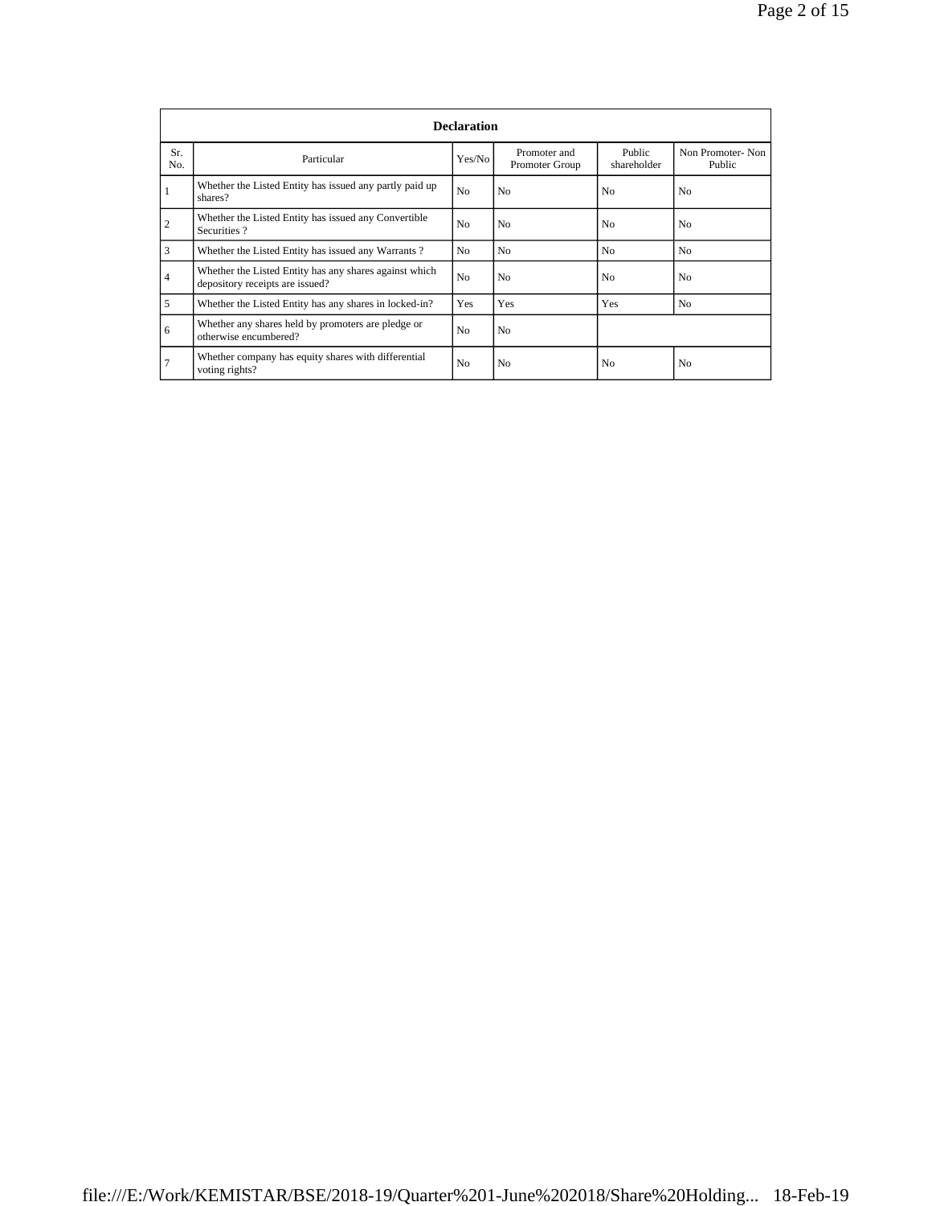| Declaration | | | | | |
|---|---|---|---|---|---|
| Sr. No. | Particular | Yes/No | Promoter and Promoter Group | Public shareholder | Non Promoter- Non Public |
| 1 | Whether the Listed Entity has issued any partly paid up shares? | No | No | No | No |
| 2 | Whether the Listed Entity has issued any Convertible Securities ? | No | No | No | No |
| 3 | Whether the Listed Entity has issued any Warrants ? | No | No | No | No |
| 4 | Whether the Listed Entity has any shares against which depository receipts are issued? | No | No | No | No |
| 5 | Whether the Listed Entity has any shares in locked-in? | Yes | Yes | Yes | No |
| 6 | Whether any shares held by promoters are pledge or otherwise encumbered? | No | No | | |
| 7 | Whether company has equity shares with differential voting rights? | No | No | No | No |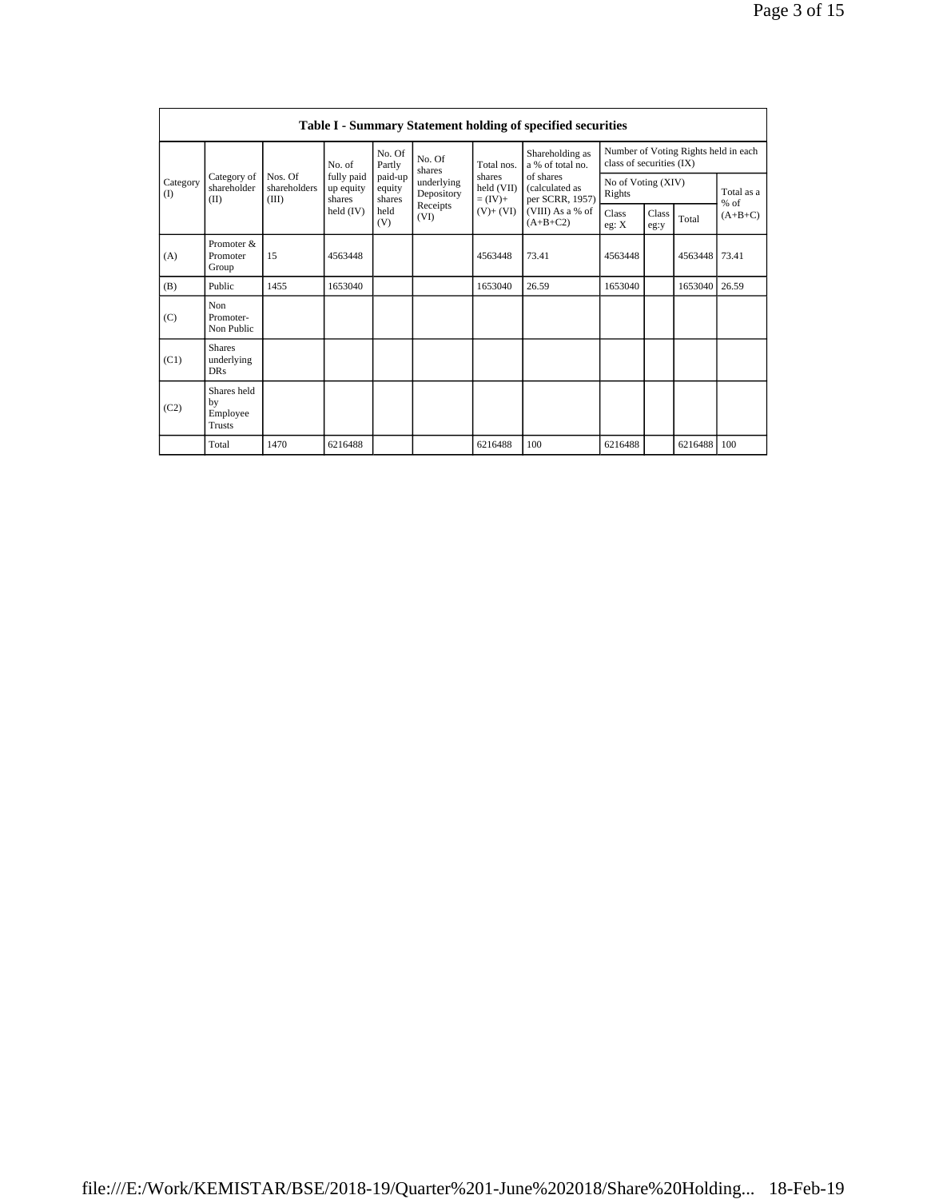| Table I - Summary Statement holding of specified securities | | | | | | | | | | | | |
|---|---|---|---|---|---|---|---|---|---|---|---|---|
| Category (I) | Category of shareholder (II) | Nos. Of shareholders (III) | No. of fully paid up equity shares held (IV) | No. Of Partly paid-up equity shares held (V) | No. Of shares underlying Depository Receipts (VI) | Total nos. shares held (VII) = (IV)+ (V)+ (VI) | Shareholding as a % of total no. of shares (calculated as per SCRR, 1957) (VIII) As a % of (A+B+C2) | Number of Voting Rights held in each class of securities (IX) | | | |
| | | | | | | | | No of Voting (XIV) Rights | | | Total as a % of (A+B+C) |
| | | | | | | | | Class eg: X | Class eg:y | Total | |
| (A) | Promoter & Promoter Group | 15 | 4563448 | | | 4563448 | 73.41 | 4563448 | | 4563448 | 73.41 |
| (B) | Public | 1455 | 1653040 | | | 1653040 | 26.59 | 1653040 | | 1653040 | 26.59 |
| (C) | Non Promoter- Non Public | | | | | | | | | | |
| (C1) | Shares underlying DRs | | | | | | | | | | |
| (C2) | Shares held by Employee Trusts | | | | | | | | | | |
| | Total | 1470 | 6216488 | | | 6216488 | 100 | 6216488 | | 6216488 | 100 |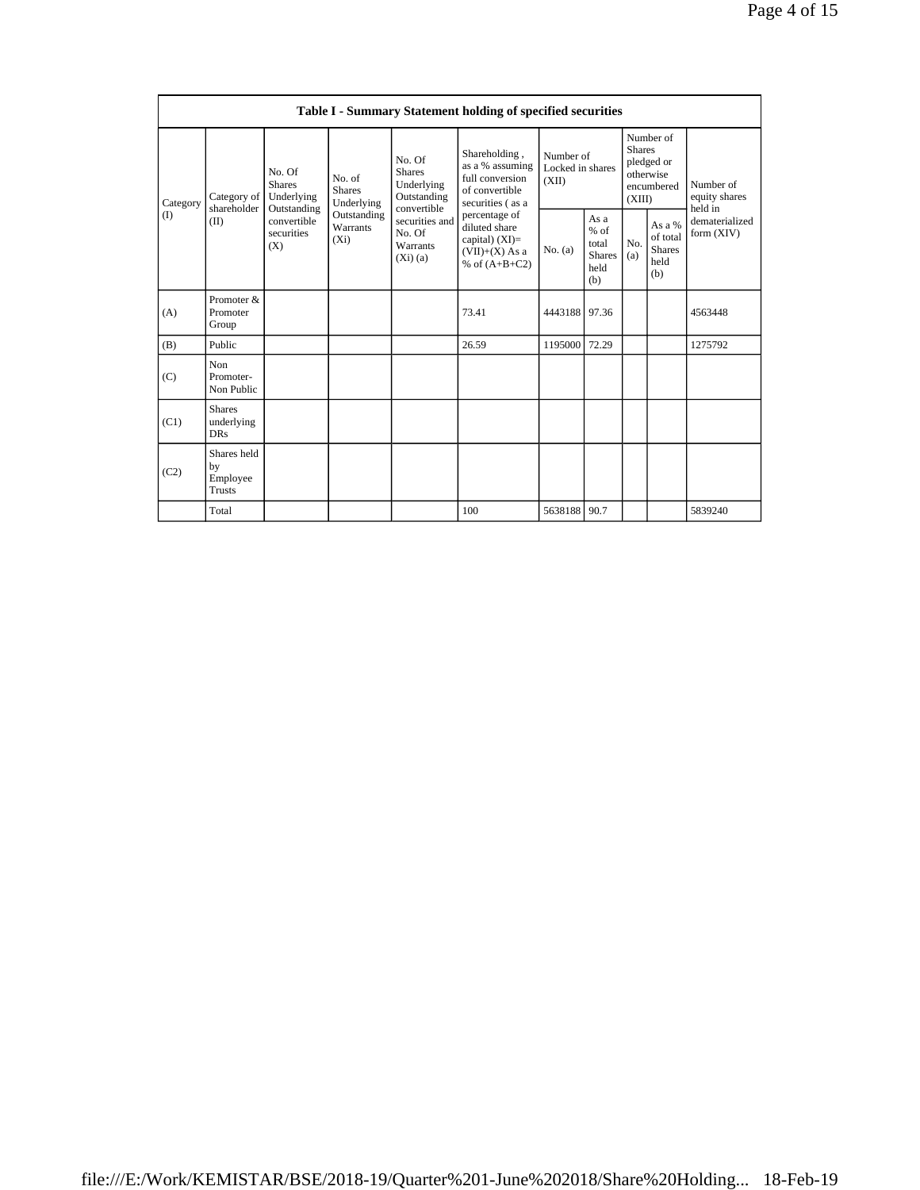| Table I - Summary Statement holding of specified securities | | | | | | | | | | | |
|---|---|---|---|---|---|---|---|---|---|---|---|
| Category (I) | Category of shareholder (II) | No. Of Shares Underlying Outstanding convertible securities (X) | No. of Shares Underlying Outstanding Warrants (Xi) | No. Of Shares Underlying Outstanding convertible securities and No. Of Warrants (Xi) (a) | Shareholding , as a % assuming full conversion of convertible securities ( as a percentage of diluted share capital) (XI)= (VII)+(X) As a % of (A+B+C2) | Number of Locked in shares (XII) | | Number of Shares pledged or otherwise encumbered (XIII) | | Number of equity shares held in dematerialized form (XIV) |
| | | | | | | No. (a) | As a % of total Shares held (b) | No. (a) | As a % of total Shares held (b) | |
| (A) | Promoter & Promoter Group | | | | 73.41 | 4443188 | 97.36 | | | 4563448 |
| (B) | Public | | | | 26.59 | 1195000 | 72.29 | | | 1275792 |
| (C) | Non Promoter- Non Public | | | | | | | | | |
| (C1) | Shares underlying DRs | | | | | | | | | |
| (C2) | Shares held by Employee Trusts | | | | | | | | | |
| | Total | | | | 100 | 5638188 | 90.7 | | | 5839240 |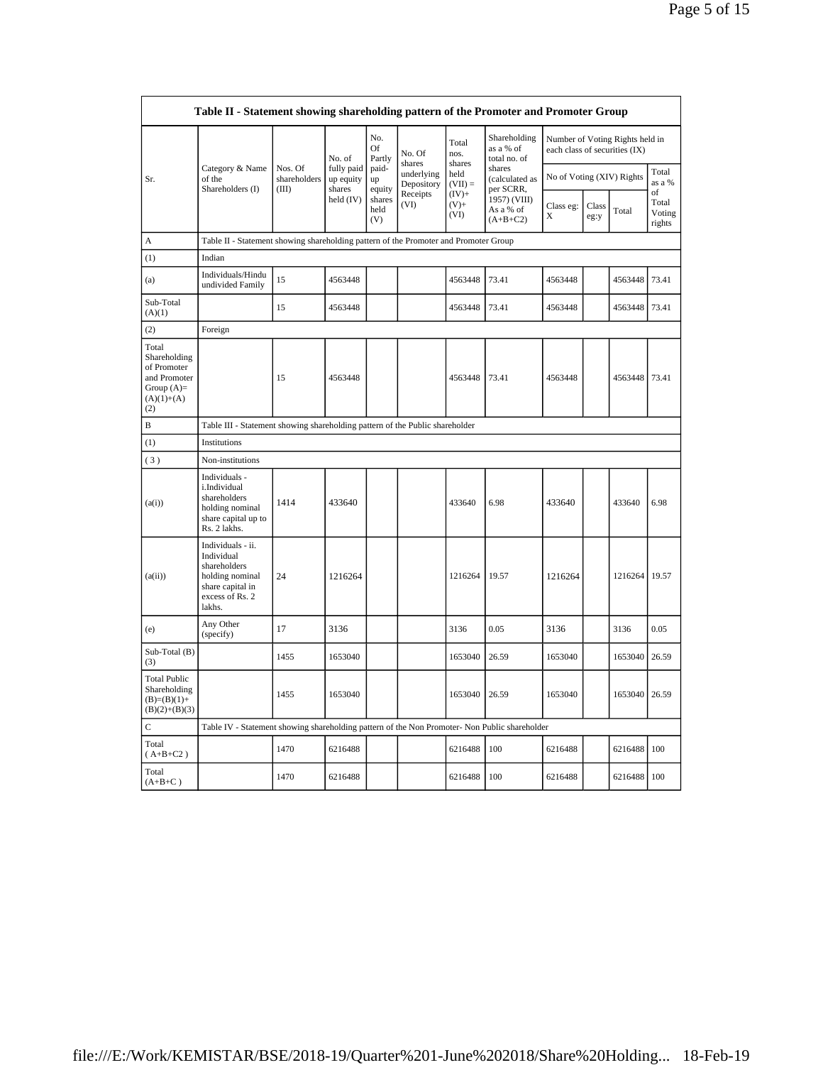| Table II - Statement showing shareholding pattern of the Promoter and Promoter Group | | | | | | | | | | | |
|---|---|---|---|---|---|---|---|---|---|---|---|
| Sr. | Category & Name of the Shareholders (I) | Nos. Of shareholders (III) | No. of fully paid up equity shares held (IV) | No. Of Partly paid-up equity shares held (V) | No. Of shares underlying Depository Receipts (VI) | Total nos. shares held (VII) = (IV)+ (V)+ (VI) | Shareholding as a % of total no. of shares (calculated as per SCRR, 1957) (VIII) As a % of (A+B+C2) | Number of Voting Rights held in each class of securities (IX) | | | |
| | | | | | | | | No of Voting (XIV) Rights | | | Total as a % of Total Voting rights |
| | | | | | | | | Class eg: X | Class eg:y | Total | |
| A | Table II - Statement showing shareholding pattern of the Promoter and Promoter Group | | | | | | | | | | |
| (1) | Indian | | | | | | | | | | |
| (a) | Individuals/Hindu undivided Family | 15 | 4563448 | | | 4563448 | 73.41 | 4563448 | | 4563448 | 73.41 |
| Sub-Total (A)(1) | | 15 | 4563448 | | | 4563448 | 73.41 | 4563448 | | 4563448 | 73.41 |
| (2) | Foreign | | | | | | | | | | |
| Total Shareholding of Promoter and Promoter Group (A)=(A)(1)+(A)(2) | | 15 | 4563448 | | | 4563448 | 73.41 | 4563448 | | 4563448 | 73.41 |
| B | Table III - Statement showing shareholding pattern of the Public shareholder | | | | | | | | | | |
| (1) | Institutions | | | | | | | | | | |
| (3) | Non-institutions | | | | | | | | | | |
| (a(i)) | Individuals - i.Individual shareholders holding nominal share capital up to Rs. 2 lakhs. | 1414 | 433640 | | | 433640 | 6.98 | 433640 | | 433640 | 6.98 |
| (a(ii)) | Individuals - ii. Individual shareholders holding nominal share capital in excess of Rs. 2 lakhs. | 24 | 1216264 | | | 1216264 | 19.57 | 1216264 | | 1216264 | 19.57 |
| (e) | Any Other (specify) | 17 | 3136 | | | 3136 | 0.05 | 3136 | | 3136 | 0.05 |
| Sub-Total (B)(3) | | 1455 | 1653040 | | | 1653040 | 26.59 | 1653040 | | 1653040 | 26.59 |
| Total Public Shareholding (B)=(B)(1)+(B)(2)+(B)(3) | | 1455 | 1653040 | | | 1653040 | 26.59 | 1653040 | | 1653040 | 26.59 |
| C | Table IV - Statement showing shareholding pattern of the Non Promoter- Non Public shareholder | | | | | | | | | | |
| Total ( A+B+C2 ) | | 1470 | 6216488 | | | 6216488 | 100 | 6216488 | | 6216488 | 100 |
| Total (A+B+C ) | | 1470 | 6216488 | | | 6216488 | 100 | 6216488 | | 6216488 | 100 |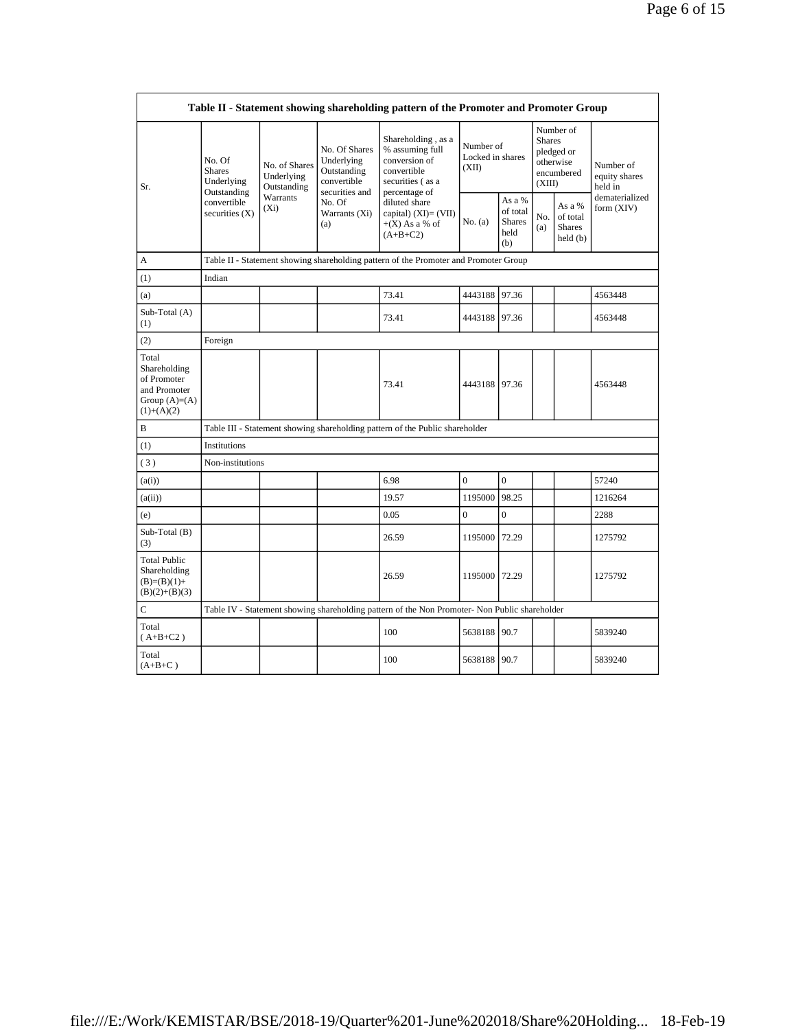| Table II - Statement showing shareholding pattern of the Promoter and Promoter Group | | | | | | | | | |
|---|---|---|---|---|---|---|---|---|---|
| Sr. | No. Of Shares Underlying Outstanding convertible securities (X) | No. of Shares Underlying Outstanding Warrants (Xi) | No. Of Shares Underlying Outstanding convertible securities and No. Of Warrants (Xi) (a) | Shareholding , as a % assuming full conversion of convertible securities ( as a percentage of diluted share capital) (XI)= (VII)+(X) As a % of (A+B+C2) | Number of Locked in shares (XII) | | Number of Shares pledged or otherwise encumbered (XIII) | | Number of equity shares held in dematerialized form (XIV) |
| | | | | | No. (a) | As a % of total Shares held (b) | No. (a) | As a % of total Shares held (b) | |
| A | Table II - Statement showing shareholding pattern of the Promoter and Promoter Group | | | | | | | | |
| (1) | Indian | | | | | | | | |
| (a) | | | | 73.41 | 4443188 | 97.36 | | | 4563448 |
| Sub-Total (A)(1) | | | | 73.41 | 4443188 | 97.36 | | | 4563448 |
| (2) | Foreign | | | | | | | | |
| Total Shareholding of Promoter and Promoter Group (A)=(A)(1)+(A)(2) | | | | 73.41 | 4443188 | 97.36 | | | 4563448 |
| B | Table III - Statement showing shareholding pattern of the Public shareholder | | | | | | | | |
| (1) | Institutions | | | | | | | | |
| (3) | Non-institutions | | | | | | | | |
| (a(i)) | | | | 6.98 | 0 | 0 | | | 57240 |
| (a(ii)) | | | | 19.57 | 1195000 | 98.25 | | | 1216264 |
| (e) | | | | 0.05 | 0 | 0 | | | 2288 |
| Sub-Total (B)(3) | | | | 26.59 | 1195000 | 72.29 | | | 1275792 |
| Total Public Shareholding (B)=(B)(1)+(B)(2)+(B)(3) | | | | 26.59 | 1195000 | 72.29 | | | 1275792 |
| C | Table IV - Statement showing shareholding pattern of the Non Promoter- Non Public shareholder | | | | | | | | |
| Total ( A+B+C2 ) | | | | 100 | 5638188 | 90.7 | | | 5839240 |
| Total (A+B+C ) | | | | 100 | 5638188 | 90.7 | | | 5839240 |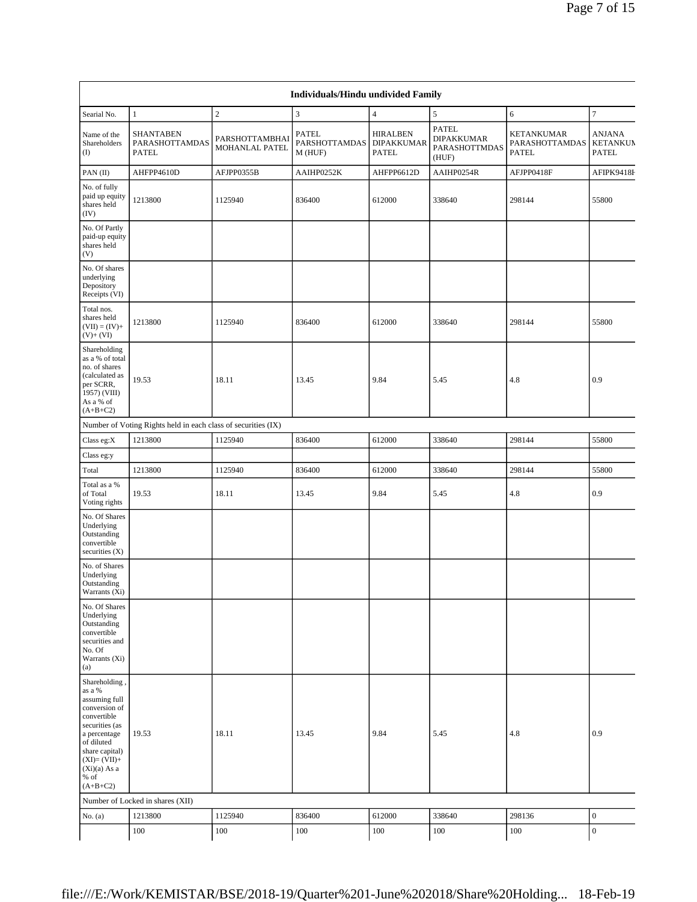| Individuals/Hindu undivided Family | | | | | | | |
|---|---|---|---|---|---|---|---|
| Searial No. | 1 | 2 | 3 | 4 | 5 | 6 | 7 |
| Name of the Shareholders (I) | SHANTABEN PARASHOTTAMDAS PATEL | PARSHOTTAMBHAI MOHANLAL PATEL | PATEL PARSHOTTAMDAS M (HUF) | HIRALBEN DIPAKKUMAR PATEL | PATEL DIPAKKUMAR PARASHOTTMDAS (HUF) | KETANKUMAR PARASHOTTAMDAS PATEL | ANJANA KETANKUM PATEL |
| PAN (II) | AHFPP4610D | AFJPP0355B | AAIHP0252K | AHFPP6612D | AAIHP0254R | AFJPP0418F | AFIPK9418F |
| No. of fully paid up equity shares held (IV) | 1213800 | 1125940 | 836400 | 612000 | 338640 | 298144 | 55800 |
| No. Of Partly paid-up equity shares held (V) | | | | | | | |
| No. Of shares underlying Depository Receipts (VI) | | | | | | | |
| Total nos. shares held (VII) = (IV)+ (V)+ (VI) | 1213800 | 1125940 | 836400 | 612000 | 338640 | 298144 | 55800 |
| Shareholding as a % of total no. of shares (calculated as per SCRR, 1957) (VIII) As a % of (A+B+C2) | 19.53 | 18.11 | 13.45 | 9.84 | 5.45 | 4.8 | 0.9 |
| Number of Voting Rights held in each class of securities (IX) | | | | | | | |
| Class eg:X | 1213800 | 1125940 | 836400 | 612000 | 338640 | 298144 | 55800 |
| Class eg:y | | | | | | | |
| Total | 1213800 | 1125940 | 836400 | 612000 | 338640 | 298144 | 55800 |
| Total as a % of Total Voting rights | 19.53 | 18.11 | 13.45 | 9.84 | 5.45 | 4.8 | 0.9 |
| No. Of Shares Underlying Outstanding convertible securities (X) | | | | | | | |
| No. of Shares Underlying Outstanding Warrants (Xi) | | | | | | | |
| No. Of Shares Underlying Outstanding convertible securities and No. Of Warrants (Xi) (a) | | | | | | | |
| Shareholding , as a % assuming full conversion of convertible securities (as a percentage of diluted share capital) (XI)= (VII)+(Xi)(a) As a % of (A+B+C2) | 19.53 | 18.11 | 13.45 | 9.84 | 5.45 | 4.8 | 0.9 |
| Number of Locked in shares (XII) | | | | | | | |
| No. (a) | 1213800 | 1125940 | 836400 | 612000 | 338640 | 298136 | 0 |
| | 100 | 100 | 100 | 100 | 100 | 100 | 0 |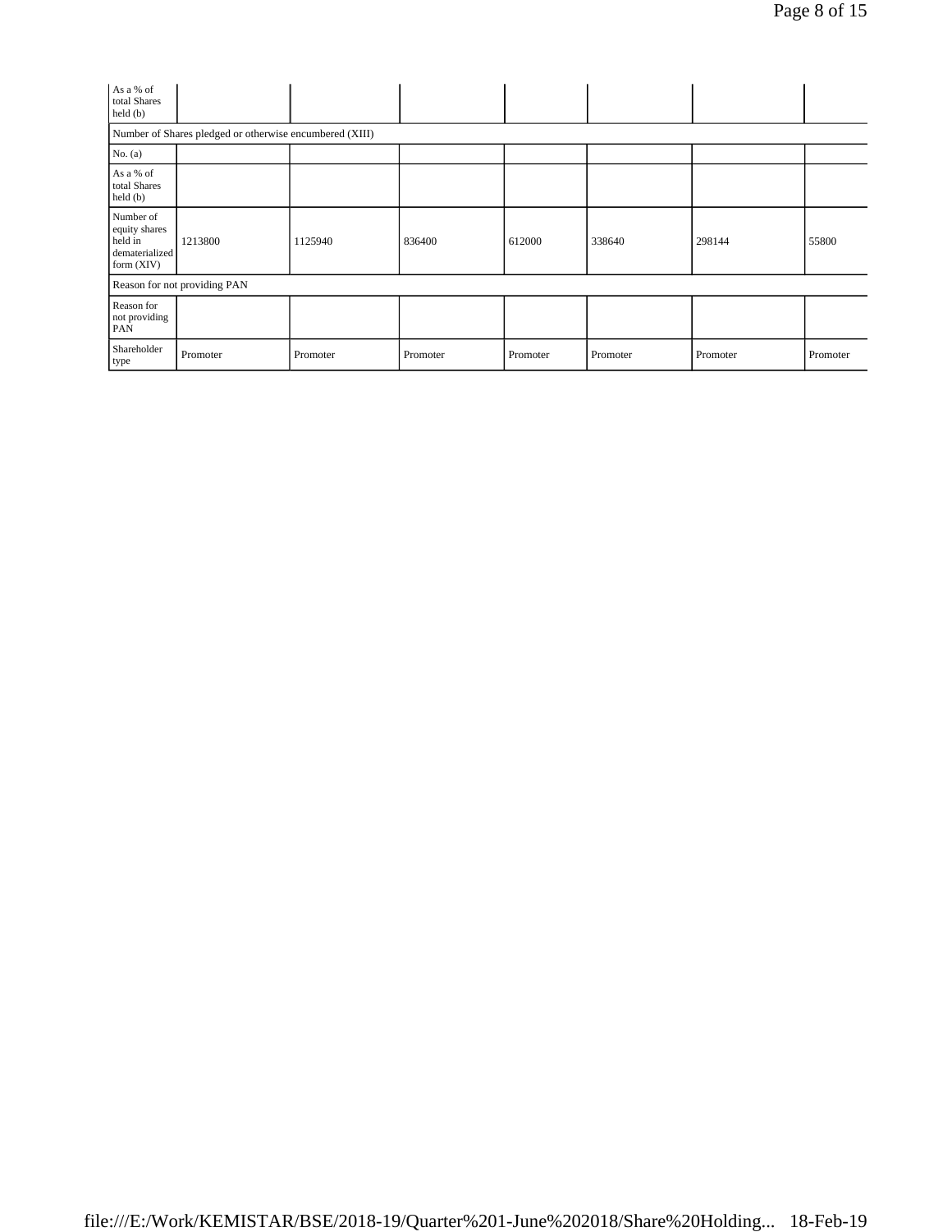| | | | | | | | |
|---|---|---|---|---|---|---|---|
| As a % of total Shares held (b) | | | | | | | |
| Number of Shares pledged or otherwise encumbered (XIII) | | | | | | | |
| No. (a) | | | | | | | |
| As a % of total Shares held (b) | | | | | | | |
| Number of equity shares held in dematerialized form (XIV) | 1213800 | 1125940 | 836400 | 612000 | 338640 | 298144 | 55800 |
| Reason for not providing PAN | | | | | | | |
| Reason for not providing PAN | | | | | | | |
| Shareholder type | Promoter | Promoter | Promoter | Promoter | Promoter | Promoter | Promoter |

file:///E:/Work/KEMISTAR/BSE/2018-19/Quarter%201-June%202018/Share%20Holding... 18-Feb-19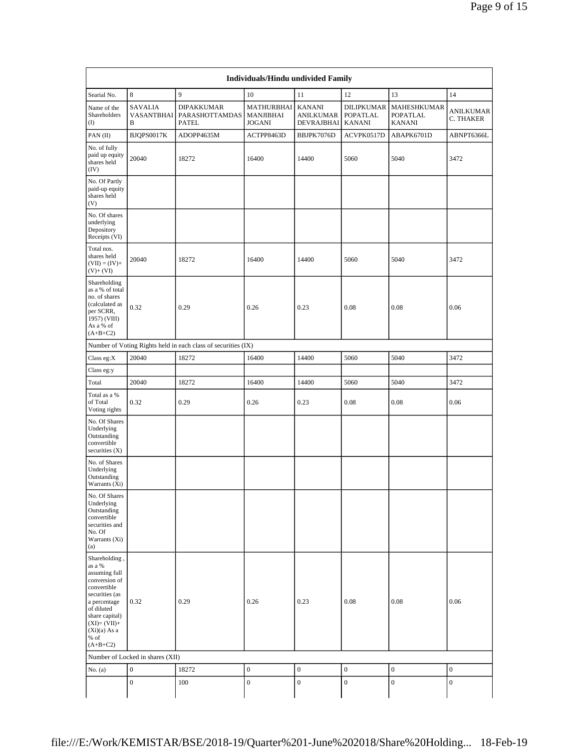| Individuals/Hindu undivided Family | | | | | | | |
|---|---|---|---|---|---|---|---|
| Searial No. | 8 | 9 | 10 | 11 | 12 | 13 | 14 |
| Name of the Shareholders (I) | SAVALIA VASANTBHAI B | DIPAKKUMAR PARASHOTTAMDAS PATEL | MATHURBHAI MANJIBHAI JOGANI | KANANI ANILKUMAR DEVRAJBHAI | DILIPKUMAR POPATLAL KANANI | MAHESHKUMAR POPATLAL KANANI | ANILKUMAR C. THAKER |
| PAN (II) | BJQPS0017K | ADOPP4635M | ACTPP8463D | BBJPK7076D | ACVPK0517D | ABAPK6701D | ABNPT6366L |
| No. of fully paid up equity shares held (IV) | 20040 | 18272 | 16400 | 14400 | 5060 | 5040 | 3472 |
| No. Of Partly paid-up equity shares held (V) | | | | | | | |
| No. Of shares underlying Depository Receipts (VI) | | | | | | | |
| Total nos. shares held (VII) = (IV)+ (V)+ (VI) | 20040 | 18272 | 16400 | 14400 | 5060 | 5040 | 3472 |
| Shareholding as a % of total no. of shares (calculated as per SCRR, 1957) (VIII) As a % of (A+B+C2) | 0.32 | 0.29 | 0.26 | 0.23 | 0.08 | 0.08 | 0.06 |
| Number of Voting Rights held in each class of securities (IX) | | | | | | | |
| Class eg:X | 20040 | 18272 | 16400 | 14400 | 5060 | 5040 | 3472 |
| Class eg:y | | | | | | | |
| Total | 20040 | 18272 | 16400 | 14400 | 5060 | 5040 | 3472 |
| Total as a % of Total Voting rights | 0.32 | 0.29 | 0.26 | 0.23 | 0.08 | 0.08 | 0.06 |
| No. Of Shares Underlying Outstanding convertible securities (X) | | | | | | | |
| No. of Shares Underlying Outstanding Warrants (Xi) | | | | | | | |
| No. Of Shares Underlying Outstanding convertible securities and No. Of Warrants (Xi) (a) | | | | | | | |
| Shareholding , as a % assuming full conversion of convertible securities (as a percentage of diluted share capital) (XI)= (VII)+ (Xi)(a) As a % of (A+B+C2) | 0.32 | 0.29 | 0.26 | 0.23 | 0.08 | 0.08 | 0.06 |
| Number of Locked in shares (XII) | | | | | | | |
| No. (a) | 0 | 18272 | 0 | 0 | 0 | 0 | 0 |
| | 0 | 100 | 0 | 0 | 0 | 0 | 0 |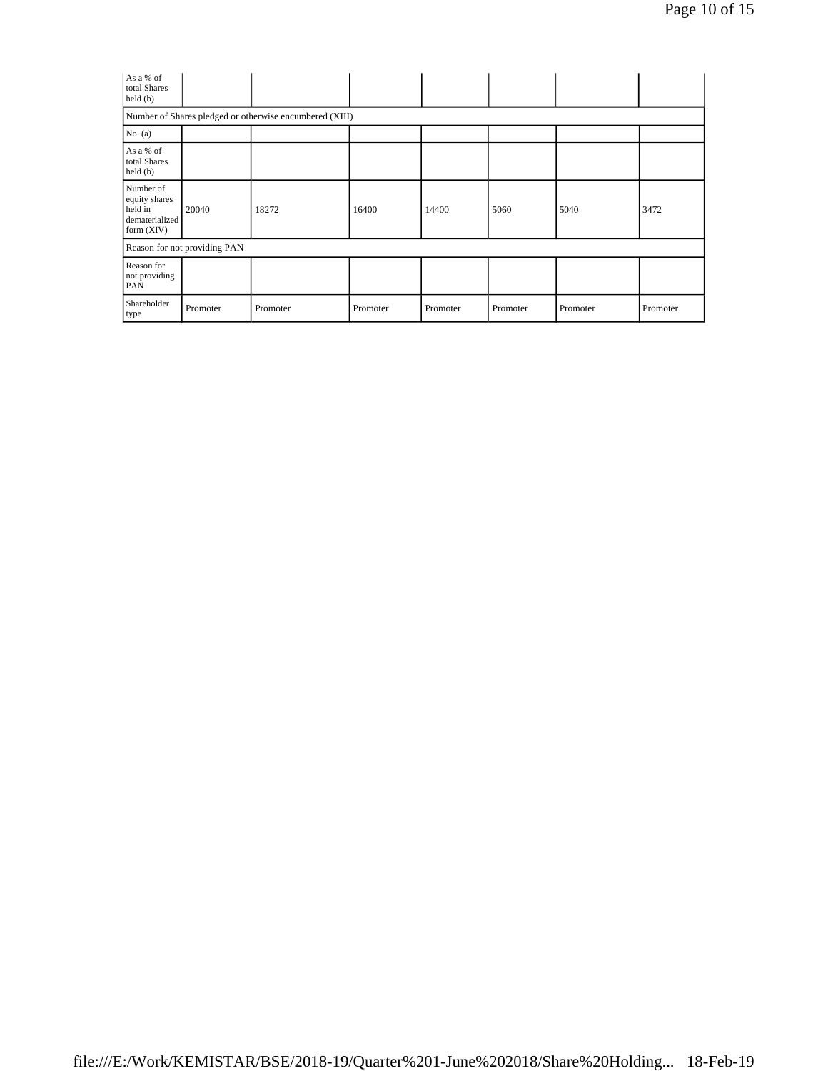| As a % of total Shares held (b) | | | | | | | |
|---|---|---|---|---|---|---|---|
| Number of Shares pledged or otherwise encumbered (XIII) | | | | | | | |
| No. (a) | | | | | | | |
| As a % of total Shares held (b) | | | | | | | |
| Number of equity shares held in dematerialized form (XIV) | 20040 | 18272 | 16400 | 14400 | 5060 | 5040 | 3472 |
| Reason for not providing PAN | | | | | | | |
| Reason for not providing PAN | | | | | | | |
| Shareholder type | Promoter | Promoter | Promoter | Promoter | Promoter | Promoter | Promoter |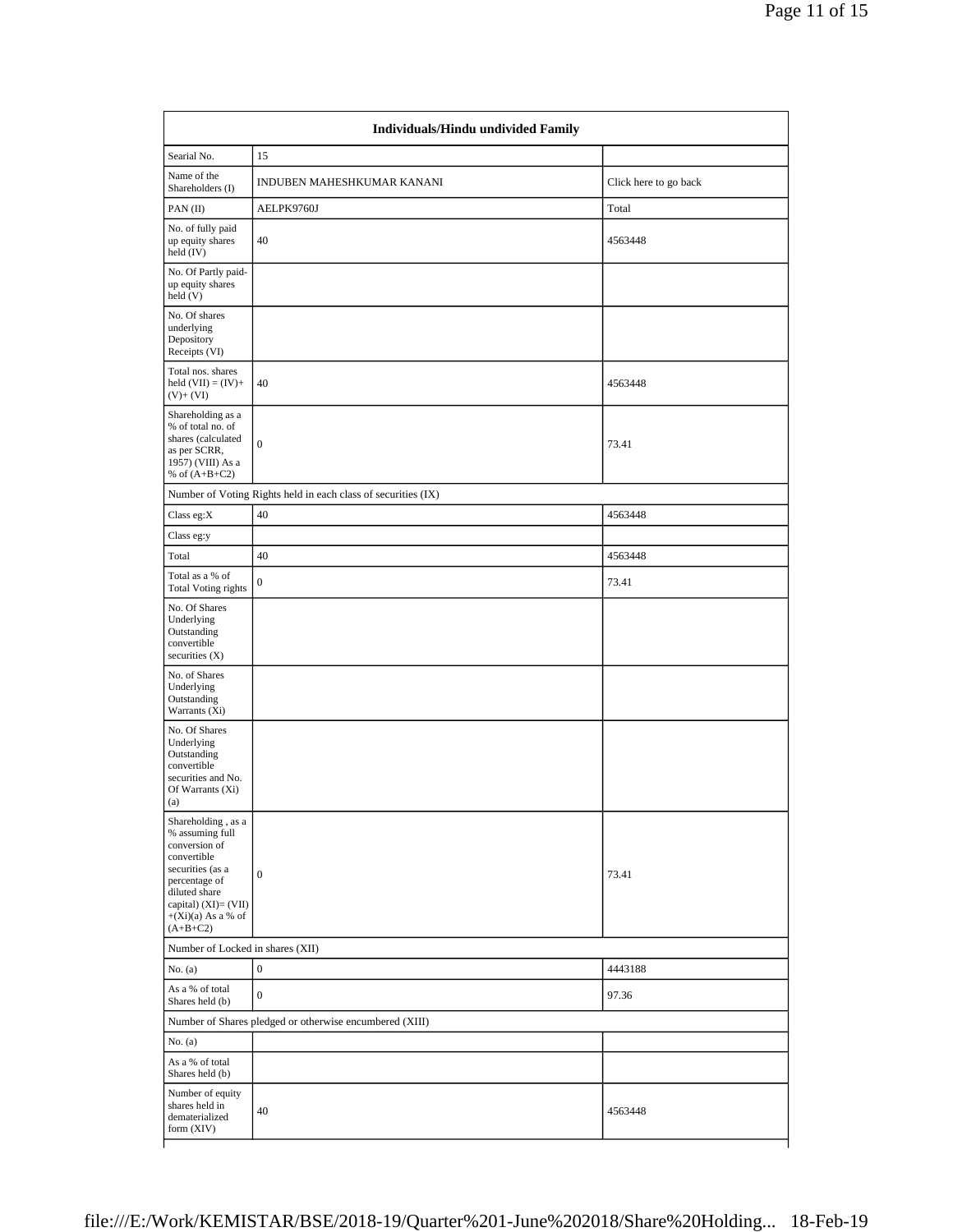| Individuals/Hindu undivided Family | | |
|---|---|---|
| Searial No. | 15 | |
| Name of the Shareholders (I) | INDUBEN MAHESHKUMAR KANANI | Click here to go back |
| PAN (II) | AELPK9760J | Total |
| No. of fully paid up equity shares held (IV) | 40 | 4563448 |
| No. Of Partly paid-up equity shares held (V) | | |
| No. Of shares underlying Depository Receipts (VI) | | |
| Total nos. shares held (VII) = (IV)+ (V)+ (VI) | 40 | 4563448 |
| Shareholding as a % of total no. of shares (calculated as per SCRR, 1957) (VIII) As a % of (A+B+C2) | 0 | 73.41 |
| Number of Voting Rights held in each class of securities (IX) | | |
| Class eg:X | 40 | 4563448 |
| Class eg:y | | |
| Total | 40 | 4563448 |
| Total as a % of Total Voting rights | 0 | 73.41 |
| No. Of Shares Underlying Outstanding convertible securities (X) | | |
| No. of Shares Underlying Outstanding Warrants (Xi) | | |
| No. Of Shares Underlying Outstanding convertible securities and No. Of Warrants (Xi) (a) | | |
| Shareholding , as a % assuming full conversion of convertible securities (as a percentage of diluted share capital) (XI)= (VII)+(Xi)(a) As a % of (A+B+C2) | 0 | 73.41 |
| Number of Locked in shares (XII) | | |
| No. (a) | 0 | 4443188 |
| As a % of total Shares held (b) | 0 | 97.36 |
| Number of Shares pledged or otherwise encumbered (XIII) | | |
| No. (a) | | |
| As a % of total Shares held (b) | | |
| Number of equity shares held in dematerialized form (XIV) | 40 | 4563448 |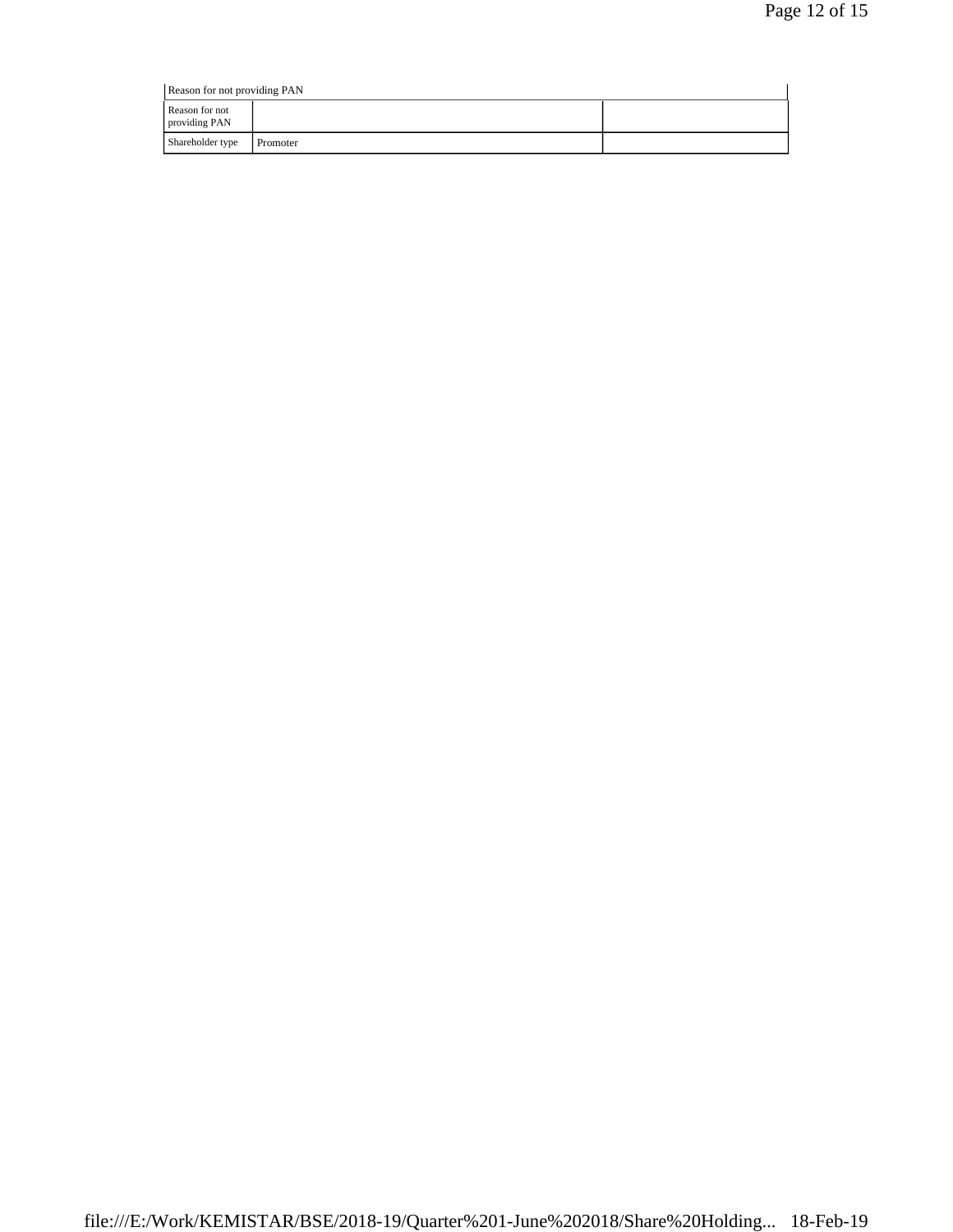| Reason for not providing PAN | | |
|---|---|---|
| Reason for not providing PAN | | |
| Shareholder type | Promoter | |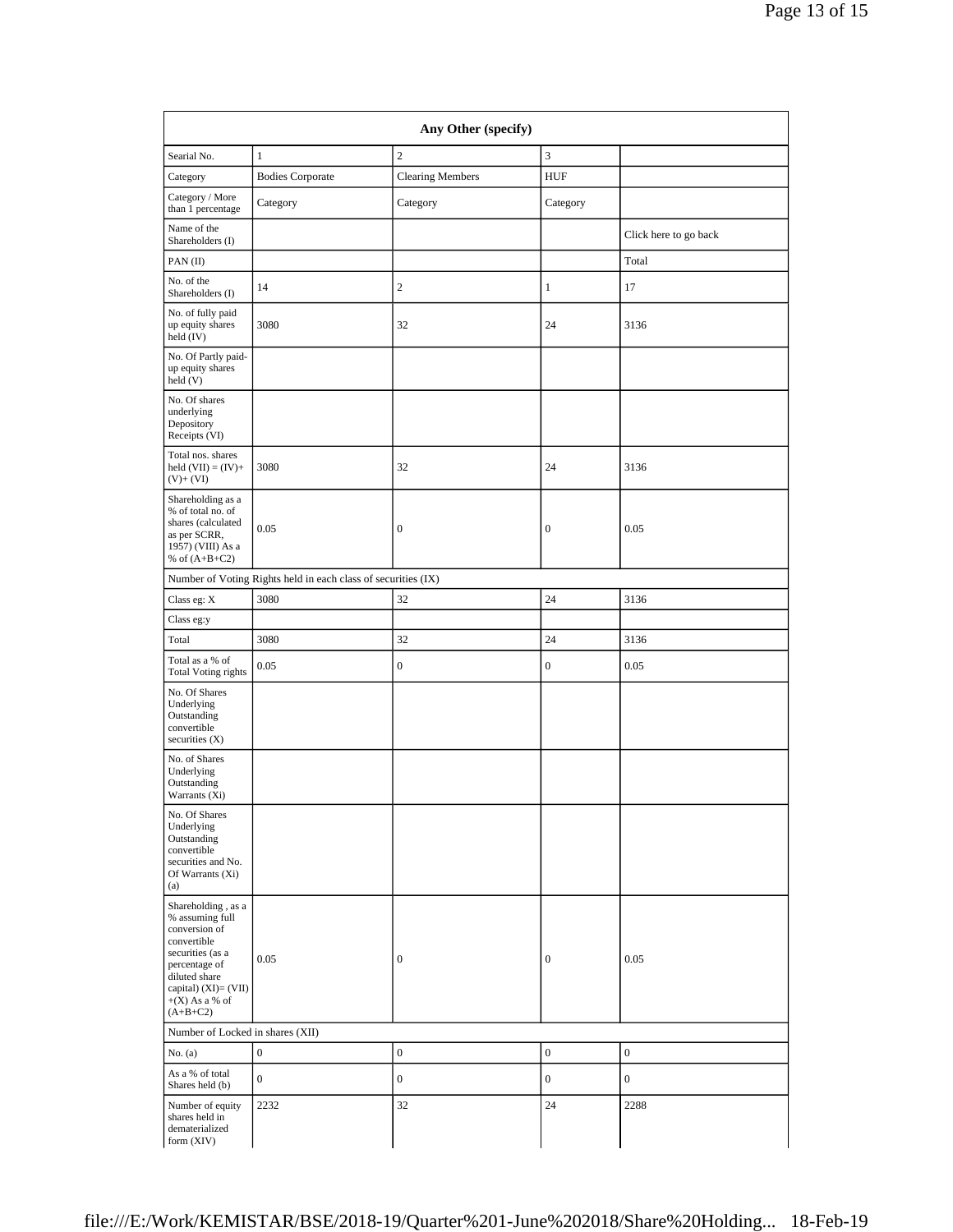| Any Other (specify) | | | | |
|---|---|---|---|---|
| Searial No. | 1 | 2 | 3 | |
| Category | Bodies Corporate | Clearing Members | HUF | |
| Category / More than 1 percentage | Category | Category | Category | |
| Name of the Shareholders (I) | | | | Click here to go back |
| PAN (II) | | | | Total |
| No. of the Shareholders (I) | 14 | 2 | 1 | 17 |
| No. of fully paid up equity shares held (IV) | 3080 | 32 | 24 | 3136 |
| No. Of Partly paid-up equity shares held (V) | | | | |
| No. Of shares underlying Depository Receipts (VI) | | | | |
| Total nos. shares held (VII) = (IV)+ (V)+ (VI) | 3080 | 32 | 24 | 3136 |
| Shareholding as a % of total no. of shares (calculated as per SCRR, 1957) (VIII) As a % of (A+B+C2) | 0.05 | 0 | 0 | 0.05 |
| Number of Voting Rights held in each class of securities (IX) | | | | |
| Class eg: X | 3080 | 32 | 24 | 3136 |
| Class eg:y | | | | |
| Total | 3080 | 32 | 24 | 3136 |
| Total as a % of Total Voting rights | 0.05 | 0 | 0 | 0.05 |
| No. Of Shares Underlying Outstanding convertible securities (X) | | | | |
| No. of Shares Underlying Outstanding Warrants (Xi) | | | | |
| No. Of Shares Underlying Outstanding convertible securities and No. Of Warrants (Xi) (a) | | | | |
| Shareholding , as a % assuming full conversion of convertible securities (as a percentage of diluted share capital) (XI)= (VII)+(X) As a % of (A+B+C2) | 0.05 | 0 | 0 | 0.05 |
| Number of Locked in shares (XII) | | | | |
| No. (a) | 0 | 0 | 0 | 0 |
| As a % of total Shares held (b) | 0 | 0 | 0 | 0 |
| Number of equity shares held in dematerialized form (XIV) | 2232 | 32 | 24 | 2288 |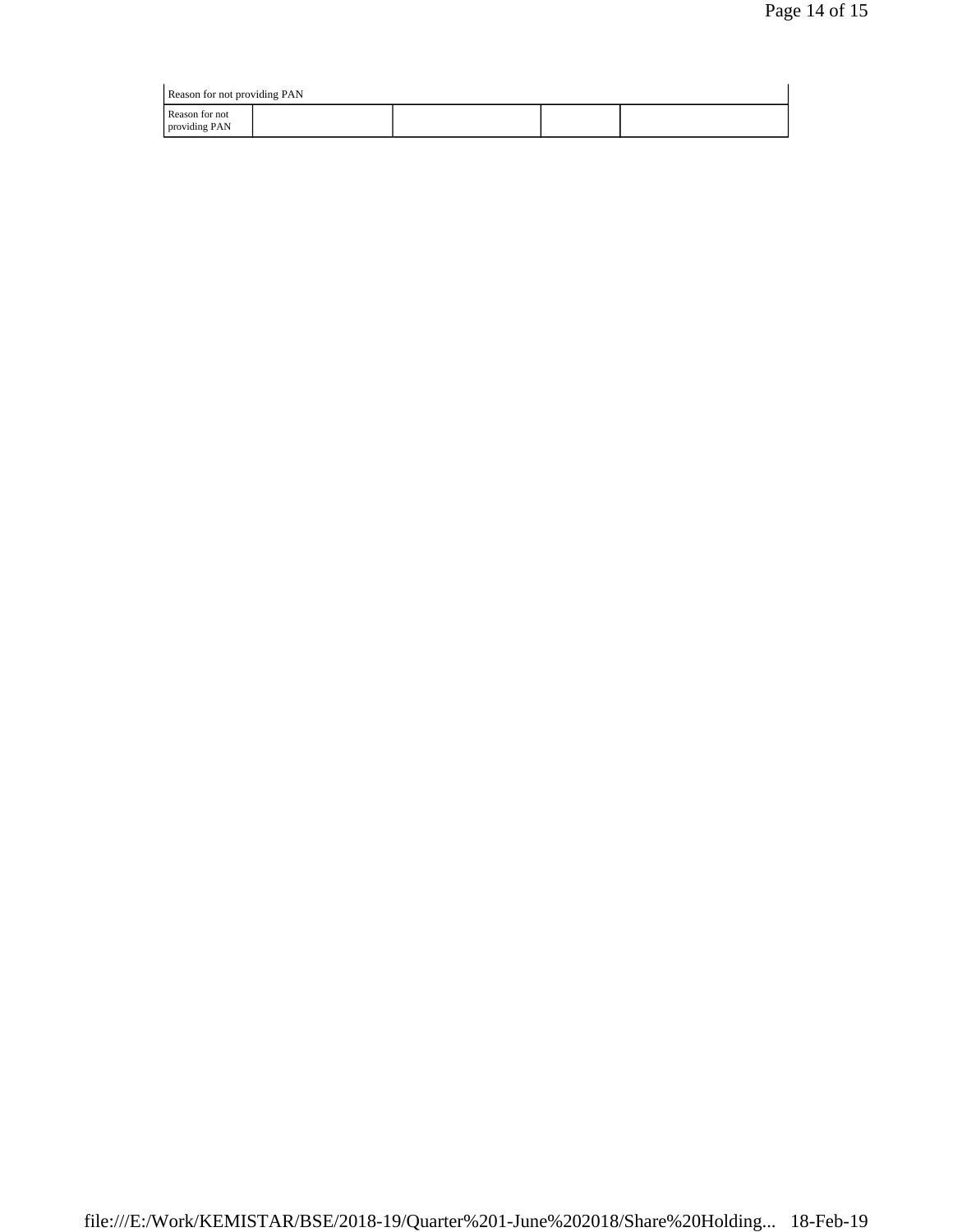| Reason for not providing PAN | | | | |
|---|---|---|---|---|
| Reason for not providing PAN | | | | |